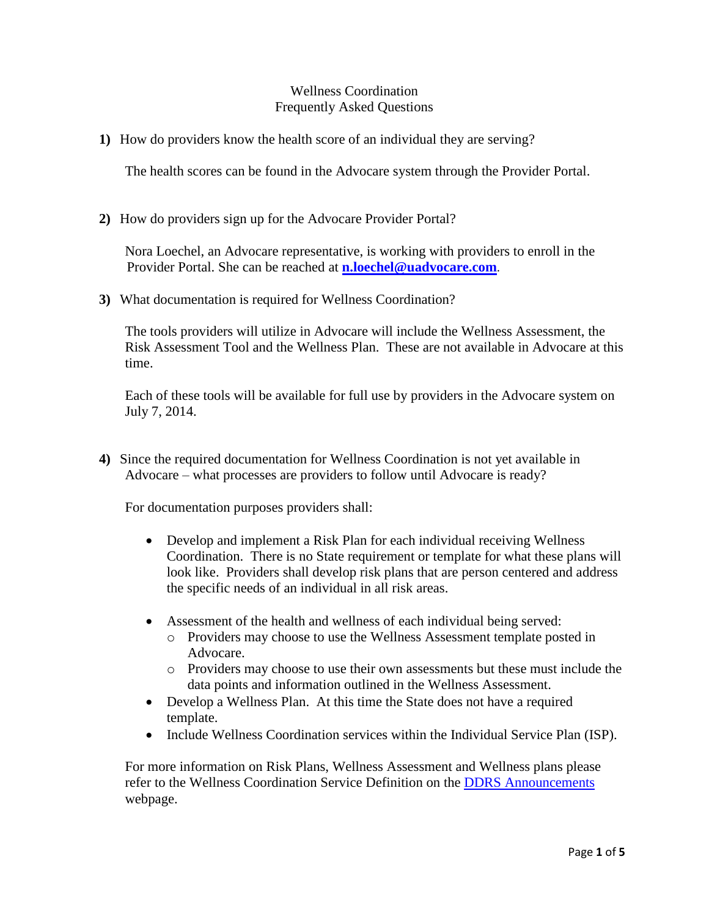# Wellness Coordination
## Frequently Asked Questions

**1)** How do providers know the health score of an individual they are serving?

The health scores can be found in the Advocare system through the Provider Portal.

**2)** How do providers sign up for the Advocare Provider Portal?

Nora Loechel, an Advocare representative, is working with providers to enroll in the Provider Portal. She can be reached at **n.loechel@uadvocare.com**.

**3)** What documentation is required for Wellness Coordination?

The tools providers will utilize in Advocare will include the Wellness Assessment, the Risk Assessment Tool and the Wellness Plan. These are not available in Advocare at this time.

Each of these tools will be available for full use by providers in the Advocare system on July 7, 2014.

**4)** Since the required documentation for Wellness Coordination is not yet available in Advocare – what processes are providers to follow until Advocare is ready?

For documentation purposes providers shall:

- Develop and implement a Risk Plan for each individual receiving Wellness Coordination. There is no State requirement or template for what these plans will look like. Providers shall develop risk plans that are person centered and address the specific needs of an individual in all risk areas.
- Assessment of the health and wellness of each individual being served:
  - Providers may choose to use the Wellness Assessment template posted in Advocare.
  - Providers may choose to use their own assessments but these must include the data points and information outlined in the Wellness Assessment.
- Develop a Wellness Plan. At this time the State does not have a required template.
- Include Wellness Coordination services within the Individual Service Plan (ISP).

For more information on Risk Plans, Wellness Assessment and Wellness plans please refer to the Wellness Coordination Service Definition on the DDRS Announcements webpage.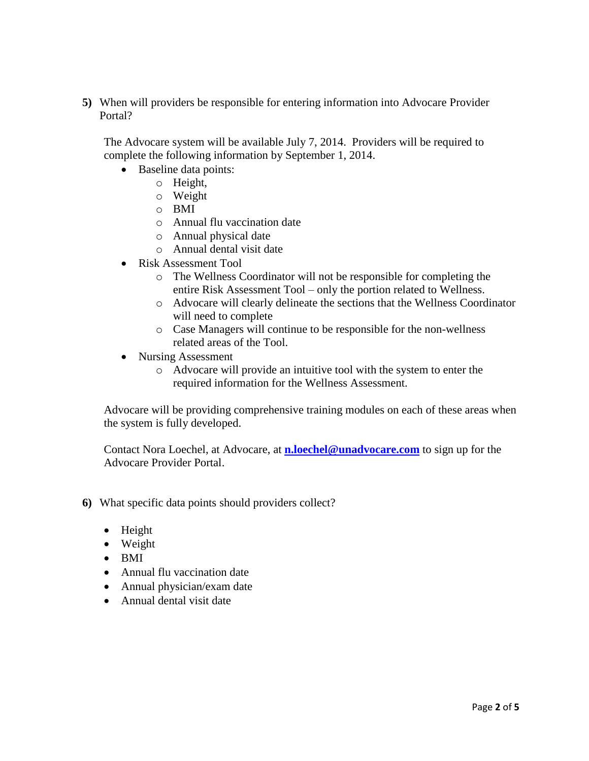**5)** When will providers be responsible for entering information into Advocare Provider Portal?

The Advocare system will be available July 7, 2014. Providers will be required to complete the following information by September 1, 2014.

- Baseline data points:
  - Height,
  - Weight
  - BMI
  - Annual flu vaccination date
  - Annual physical date
  - Annual dental visit date
- Risk Assessment Tool
  - The Wellness Coordinator will not be responsible for completing the entire Risk Assessment Tool – only the portion related to Wellness.
  - Advocare will clearly delineate the sections that the Wellness Coordinator will need to complete
  - Case Managers will continue to be responsible for the non-wellness related areas of the Tool.
- Nursing Assessment
  - Advocare will provide an intuitive tool with the system to enter the required information for the Wellness Assessment.

Advocare will be providing comprehensive training modules on each of these areas when the system is fully developed.

Contact Nora Loechel, at Advocare, at **n.loechel@unadvocare.com** to sign up for the Advocare Provider Portal.

**6)** What specific data points should providers collect?

- Height
- Weight
- BMI
- Annual flu vaccination date
- Annual physician/exam date
- Annual dental visit date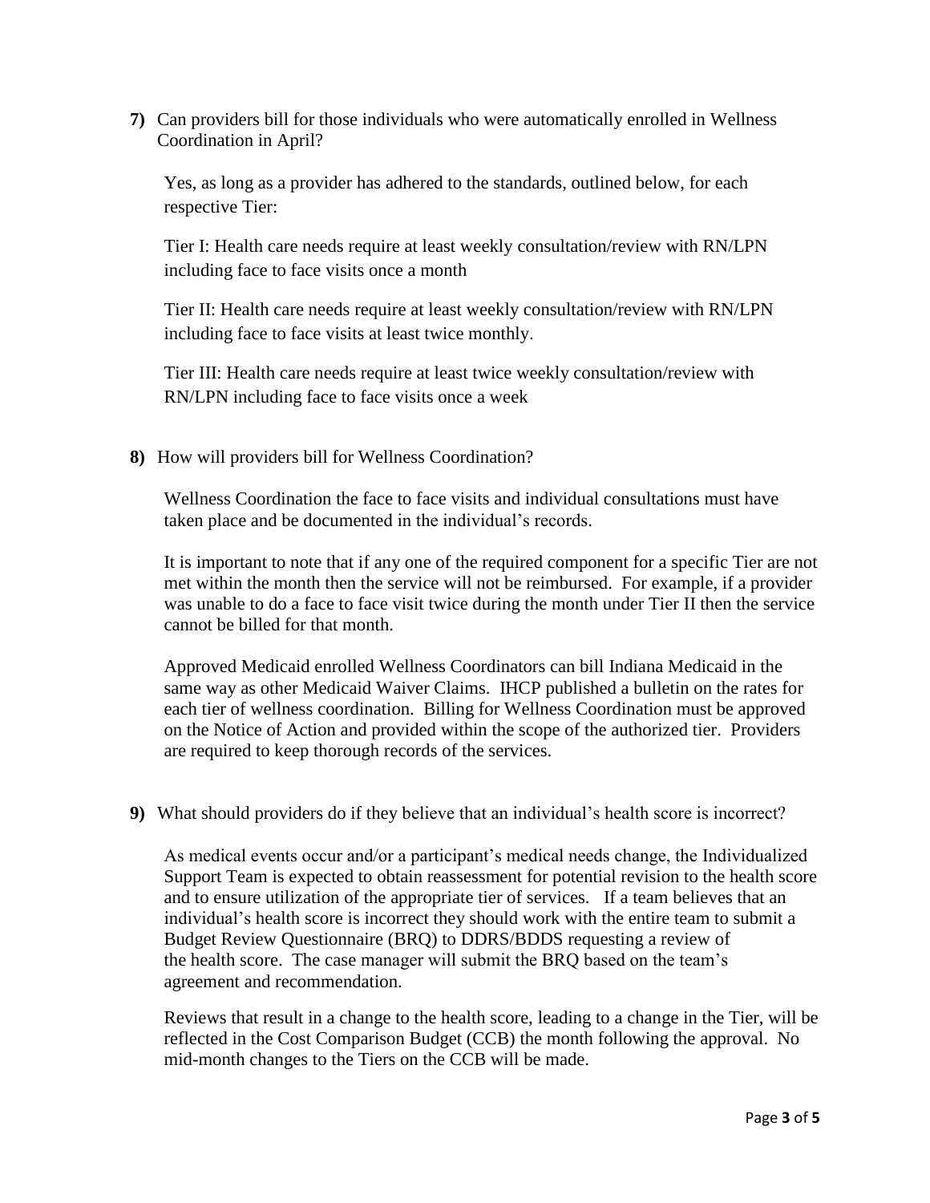**7)** Can providers bill for those individuals who were automatically enrolled in Wellness Coordination in April?

Yes, as long as a provider has adhered to the standards, outlined below, for each respective Tier:

Tier I: Health care needs require at least weekly consultation/review with RN/LPN including face to face visits once a month

Tier II: Health care needs require at least weekly consultation/review with RN/LPN including face to face visits at least twice monthly.

Tier III: Health care needs require at least twice weekly consultation/review with RN/LPN including face to face visits once a week

**8)** How will providers bill for Wellness Coordination?

Wellness Coordination the face to face visits and individual consultations must have taken place and be documented in the individual's records.

It is important to note that if any one of the required component for a specific Tier are not met within the month then the service will not be reimbursed. For example, if a provider was unable to do a face to face visit twice during the month under Tier II then the service cannot be billed for that month.

Approved Medicaid enrolled Wellness Coordinators can bill Indiana Medicaid in the same way as other Medicaid Waiver Claims. IHCP published a bulletin on the rates for each tier of wellness coordination. Billing for Wellness Coordination must be approved on the Notice of Action and provided within the scope of the authorized tier. Providers are required to keep thorough records of the services.

**9)** What should providers do if they believe that an individual's health score is incorrect?

As medical events occur and/or a participant's medical needs change, the Individualized Support Team is expected to obtain reassessment for potential revision to the health score and to ensure utilization of the appropriate tier of services. If a team believes that an individual's health score is incorrect they should work with the entire team to submit a Budget Review Questionnaire (BRQ) to DDRS/BDDS requesting a review of the health score. The case manager will submit the BRQ based on the team's agreement and recommendation.

Reviews that result in a change to the health score, leading to a change in the Tier, will be reflected in the Cost Comparison Budget (CCB) the month following the approval. No mid-month changes to the Tiers on the CCB will be made.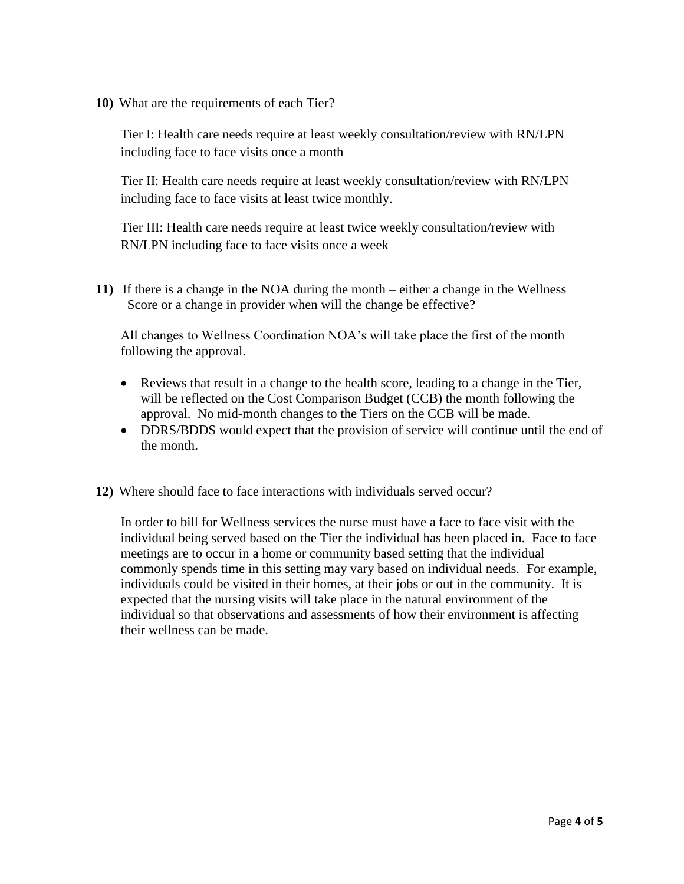**10)** What are the requirements of each Tier?

Tier I: Health care needs require at least weekly consultation/review with RN/LPN including face to face visits once a month

Tier II: Health care needs require at least weekly consultation/review with RN/LPN including face to face visits at least twice monthly.

Tier III: Health care needs require at least twice weekly consultation/review with RN/LPN including face to face visits once a week

**11)** If there is a change in the NOA during the month – either a change in the Wellness Score or a change in provider when will the change be effective?

All changes to Wellness Coordination NOA's will take place the first of the month following the approval.

- Reviews that result in a change to the health score, leading to a change in the Tier, will be reflected on the Cost Comparison Budget (CCB) the month following the approval. No mid-month changes to the Tiers on the CCB will be made.
- DDRS/BDDS would expect that the provision of service will continue until the end of the month.

**12)** Where should face to face interactions with individuals served occur?

In order to bill for Wellness services the nurse must have a face to face visit with the individual being served based on the Tier the individual has been placed in. Face to face meetings are to occur in a home or community based setting that the individual commonly spends time in this setting may vary based on individual needs. For example, individuals could be visited in their homes, at their jobs or out in the community. It is expected that the nursing visits will take place in the natural environment of the individual so that observations and assessments of how their environment is affecting their wellness can be made.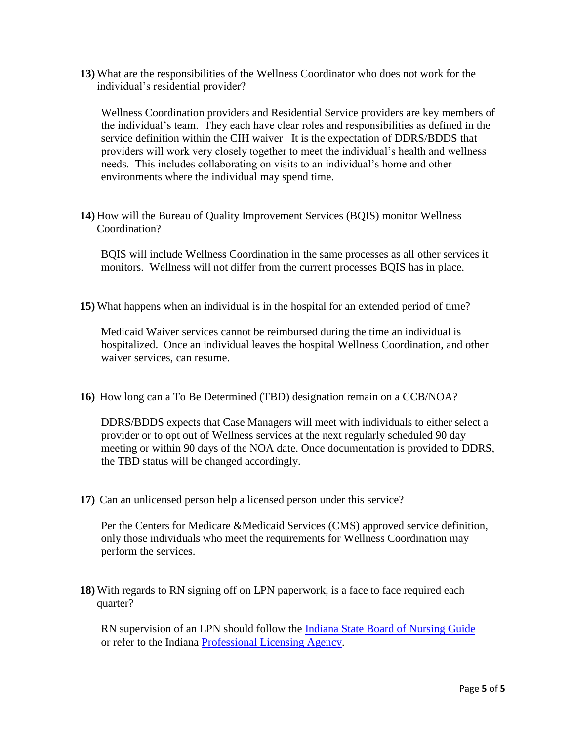**13)** What are the responsibilities of the Wellness Coordinator who does not work for the individual's residential provider?

Wellness Coordination providers and Residential Service providers are key members of the individual's team. They each have clear roles and responsibilities as defined in the service definition within the CIH waiver It is the expectation of DDRS/BDDS that providers will work very closely together to meet the individual's health and wellness needs. This includes collaborating on visits to an individual's home and other environments where the individual may spend time.

**14)** How will the Bureau of Quality Improvement Services (BQIS) monitor Wellness Coordination?

BQIS will include Wellness Coordination in the same processes as all other services it monitors. Wellness will not differ from the current processes BQIS has in place.

**15)** What happens when an individual is in the hospital for an extended period of time?

Medicaid Waiver services cannot be reimbursed during the time an individual is hospitalized. Once an individual leaves the hospital Wellness Coordination, and other waiver services, can resume.

**16)** How long can a To Be Determined (TBD) designation remain on a CCB/NOA?

DDRS/BDDS expects that Case Managers will meet with individuals to either select a provider or to opt out of Wellness services at the next regularly scheduled 90 day meeting or within 90 days of the NOA date. Once documentation is provided to DDRS, the TBD status will be changed accordingly.

**17)** Can an unlicensed person help a licensed person under this service?

Per the Centers for Medicare &Medicaid Services (CMS) approved service definition, only those individuals who meet the requirements for Wellness Coordination may perform the services.

**18)** With regards to RN signing off on LPN paperwork, is a face to face required each quarter?

RN supervision of an LPN should follow the Indiana State Board of Nursing Guide or refer to the Indiana Professional Licensing Agency.